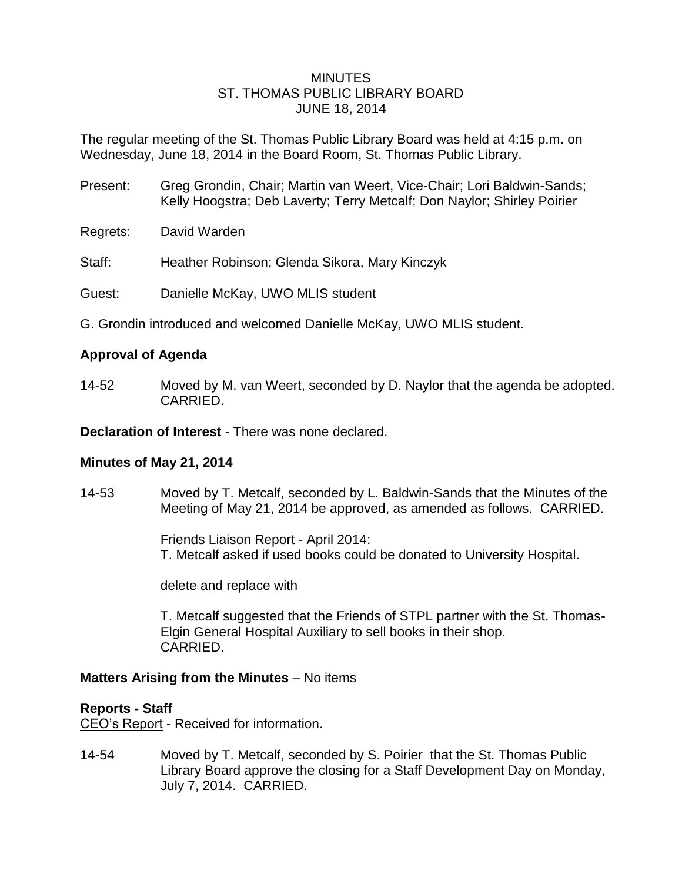MINUTES
ST. THOMAS PUBLIC LIBRARY BOARD
JUNE 18, 2014

The regular meeting of the St. Thomas Public Library Board was held at 4:15 p.m. on Wednesday, June 18, 2014 in the Board Room, St. Thomas Public Library.

Present: Greg Grondin, Chair; Martin van Weert, Vice-Chair; Lori Baldwin-Sands; Kelly Hoogstra; Deb Laverty; Terry Metcalf; Don Naylor; Shirley Poirier

Regrets: David Warden

Staff: Heather Robinson; Glenda Sikora, Mary Kinczyk

Guest: Danielle McKay, UWO MLIS student

G. Grondin introduced and welcomed Danielle McKay, UWO MLIS student.

**Approval of Agenda**

14-52 Moved by M. van Weert, seconded by D. Naylor that the agenda be adopted. CARRIED.

**Declaration of Interest** - There was none declared.

**Minutes of May 21, 2014**

14-53 Moved by T. Metcalf, seconded by L. Baldwin-Sands that the Minutes of the Meeting of May 21, 2014 be approved, as amended as follows. CARRIED.

Friends Liaison Report - April 2014:
T. Metcalf asked if used books could be donated to University Hospital.

delete and replace with

T. Metcalf suggested that the Friends of STPL partner with the St. Thomas-Elgin General Hospital Auxiliary to sell books in their shop.
CARRIED.

**Matters Arising from the Minutes** – No items

**Reports - Staff**

CEO's Report - Received for information.

14-54 Moved by T. Metcalf, seconded by S. Poirier that the St. Thomas Public Library Board approve the closing for a Staff Development Day on Monday, July 7, 2014. CARRIED.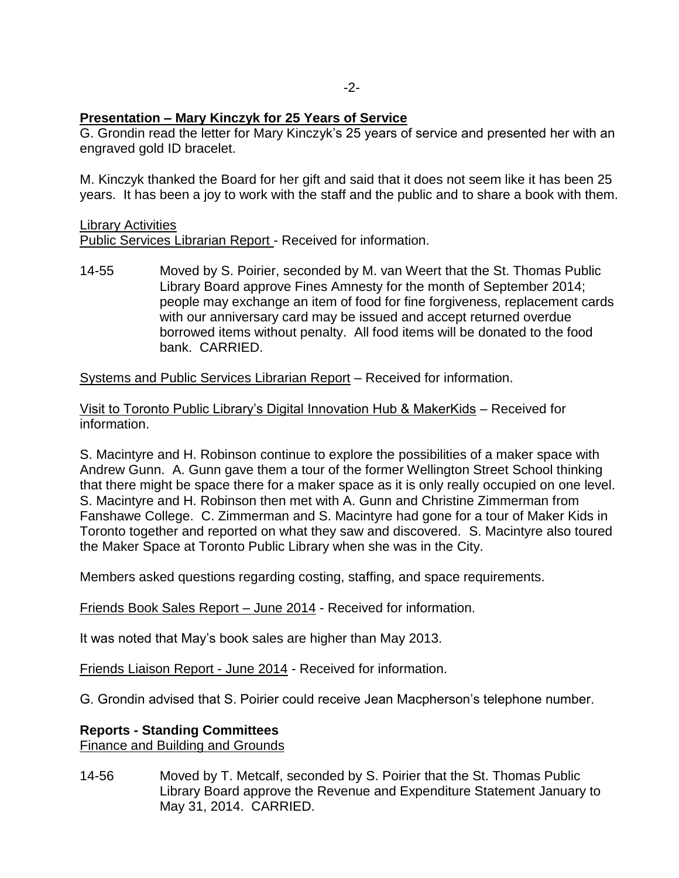**<u>Presentation – Mary Kinczyk for 25 Years of Service</u>**

G. Grondin read the letter for Mary Kinczyk's 25 years of service and presented her with an engraved gold ID bracelet.

M. Kinczyk thanked the Board for her gift and said that it does not seem like it has been 25 years. It has been a joy to work with the staff and the public and to share a book with them.

<u>Library Activities</u>

<u>Public Services Librarian Report</u> - Received for information.

14-55 Moved by S. Poirier, seconded by M. van Weert that the St. Thomas Public Library Board approve Fines Amnesty for the month of September 2014; people may exchange an item of food for fine forgiveness, replacement cards with our anniversary card may be issued and accept returned overdue borrowed items without penalty. All food items will be donated to the food bank. CARRIED.

<u>Systems and Public Services Librarian Report</u> – Received for information.

<u>Visit to Toronto Public Library's Digital Innovation Hub & MakerKids</u> – Received for information.

S. Macintyre and H. Robinson continue to explore the possibilities of a maker space with Andrew Gunn. A. Gunn gave them a tour of the former Wellington Street School thinking that there might be space there for a maker space as it is only really occupied on one level. S. Macintyre and H. Robinson then met with A. Gunn and Christine Zimmerman from Fanshawe College. C. Zimmerman and S. Macintyre had gone for a tour of Maker Kids in Toronto together and reported on what they saw and discovered. S. Macintyre also toured the Maker Space at Toronto Public Library when she was in the City.

Members asked questions regarding costing, staffing, and space requirements.

<u>Friends Book Sales Report – June 2014</u> - Received for information.

It was noted that May's book sales are higher than May 2013.

<u>Friends Liaison Report - June 2014</u> - Received for information.

G. Grondin advised that S. Poirier could receive Jean Macpherson's telephone number.

**Reports - Standing Committees**

<u>Finance and Building and Grounds</u>

14-56 Moved by T. Metcalf, seconded by S. Poirier that the St. Thomas Public Library Board approve the Revenue and Expenditure Statement January to May 31, 2014. CARRIED.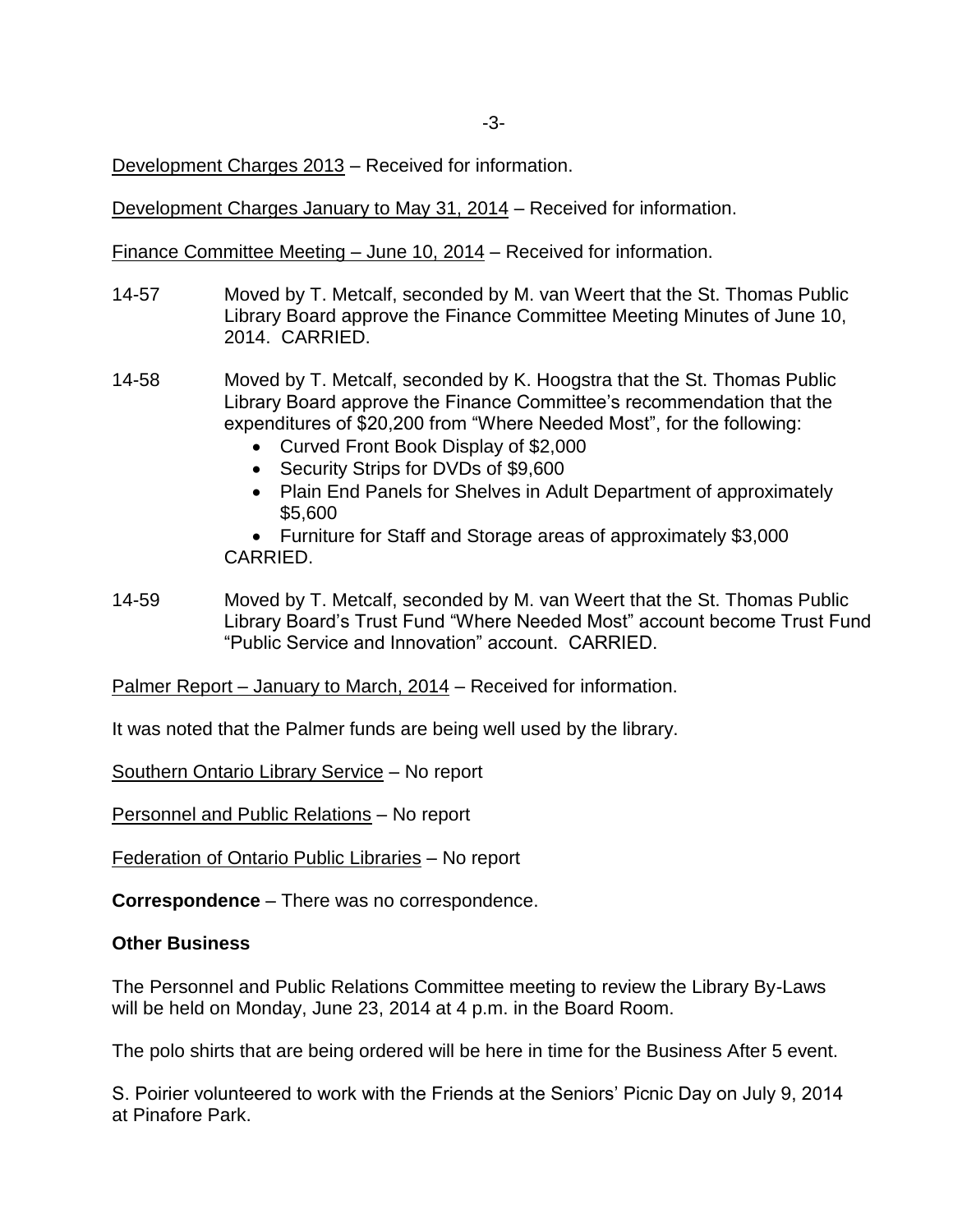Development Charges 2013 – Received for information.

Development Charges January to May 31, 2014 – Received for information.

Finance Committee Meeting – June 10, 2014 – Received for information.

14-57 Moved by T. Metcalf, seconded by M. van Weert that the St. Thomas Public Library Board approve the Finance Committee Meeting Minutes of June 10, 2014. CARRIED.

14-58 Moved by T. Metcalf, seconded by K. Hoogstra that the St. Thomas Public Library Board approve the Finance Committee's recommendation that the expenditures of $20,200 from "Where Needed Most", for the following:

- Curved Front Book Display of $2,000
- Security Strips for DVDs of $9,600
- Plain End Panels for Shelves in Adult Department of approximately $5,600
- Furniture for Staff and Storage areas of approximately $3,000

CARRIED.

14-59 Moved by T. Metcalf, seconded by M. van Weert that the St. Thomas Public Library Board's Trust Fund "Where Needed Most" account become Trust Fund "Public Service and Innovation" account. CARRIED.

Palmer Report – January to March, 2014 – Received for information.

It was noted that the Palmer funds are being well used by the library.

Southern Ontario Library Service – No report

Personnel and Public Relations – No report

Federation of Ontario Public Libraries – No report

**Correspondence** – There was no correspondence.

**Other Business**

The Personnel and Public Relations Committee meeting to review the Library By-Laws will be held on Monday, June 23, 2014 at 4 p.m. in the Board Room.

The polo shirts that are being ordered will be here in time for the Business After 5 event.

S. Poirier volunteered to work with the Friends at the Seniors' Picnic Day on July 9, 2014 at Pinafore Park.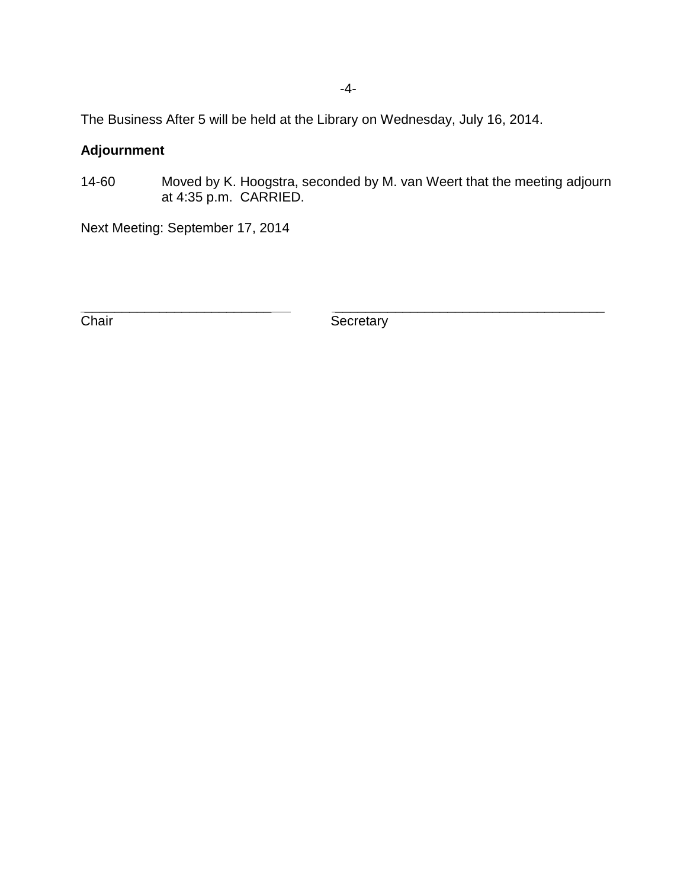The Business After 5 will be held at the Library on Wednesday, July 16, 2014.

**Adjournment**

14-60 Moved by K. Hoogstra, seconded by M. van Weert that the meeting adjourn at 4:35 p.m. CARRIED.

Next Meeting: September 17, 2014

\_\_\_\_\_\_\_\_\_\_\_\_\_\_\_\_\_\_\_\_\_\_\_\_\_\_\_\_ \_\_\_\_\_\_\_\_\_\_\_\_\_\_\_\_\_\_\_\_\_\_\_\_\_\_\_\_\_\_\_\_\_\_\_\_\_\_
Chair Secretary